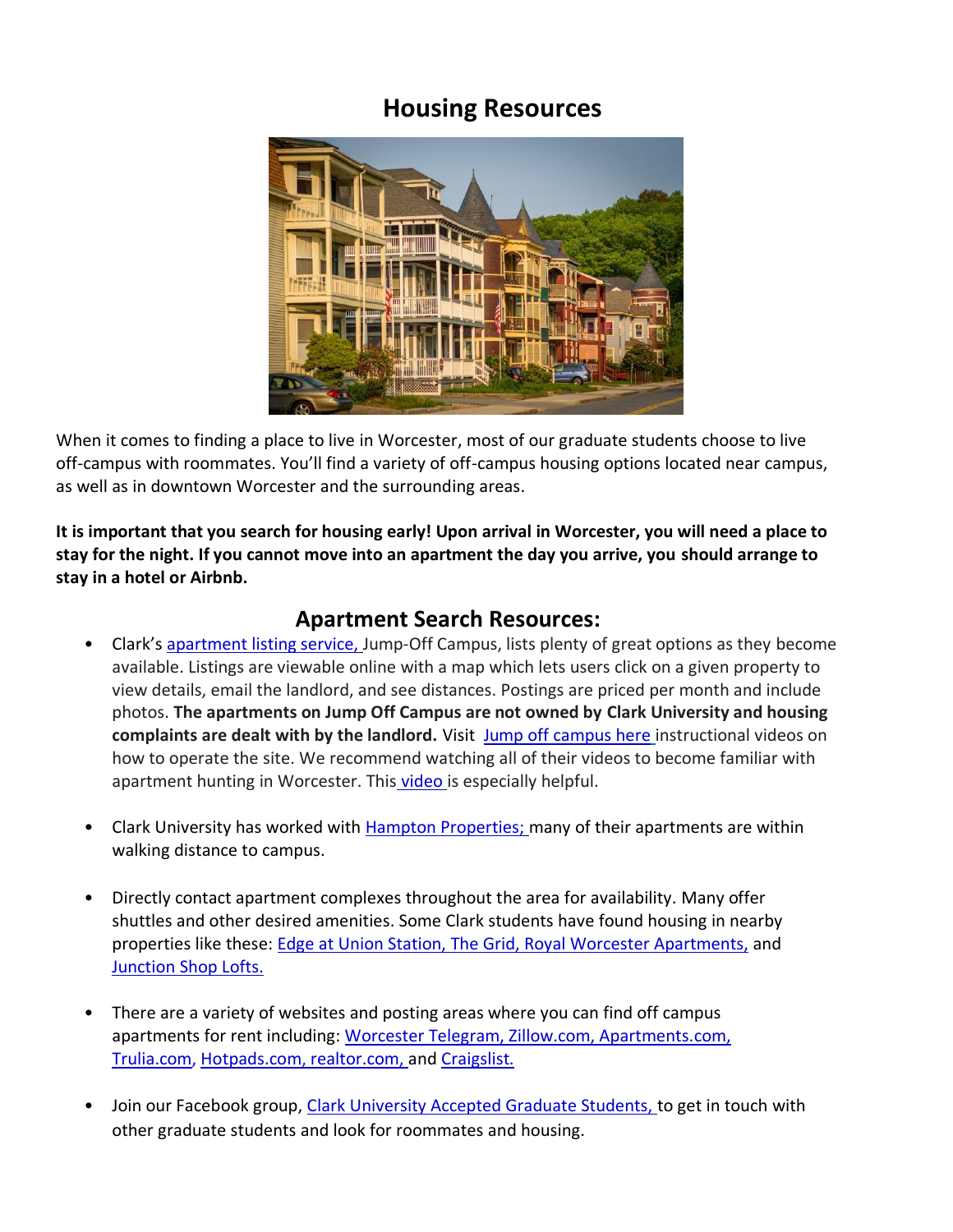# Housing Resources

When it comes to finding a place to live in Worcester, most of our graduate students choose to live off-campus with roommates. You'll find a variety of off-campus housing options located near campus, as well as in downtown Worcester and the surrounding areas.

**It is important that you search for housing early! Upon arrival in Worcester, you will need a place to stay for the night. If you cannot move into an apartment the day you arrive, you should arrange to stay in a hotel or Airbnb.**

## Apartment Search Resources:

- Clark's apartment listing service, Jump-Off Campus, lists plenty of great options as they become available. Listings are viewable online with a map which lets users click on a given property to view details, email the landlord, and see distances. Postings are priced per month and include photos. **The apartments on Jump Off Campus are not owned by Clark University and housing complaints are dealt with by the landlord.** Visit Jump off campus here instructional videos on how to operate the site. We recommend watching all of their videos to become familiar with apartment hunting in Worcester. This video is especially helpful.

- Clark University has worked with Hampton Properties; many of their apartments are within walking distance to campus.

- Directly contact apartment complexes throughout the area for availability. Many offer shuttles and other desired amenities. Some Clark students have found housing in nearby properties like these: Edge at Union Station, The Grid, Royal Worcester Apartments, and Junction Shop Lofts.

- There are a variety of websites and posting areas where you can find off campus apartments for rent including: Worcester Telegram, Zillow.com, Apartments.com, Trulia.com, Hotpads.com, realtor.com, and Craigslist.

- Join our Facebook group, Clark University Accepted Graduate Students, to get in touch with other graduate students and look for roommates and housing.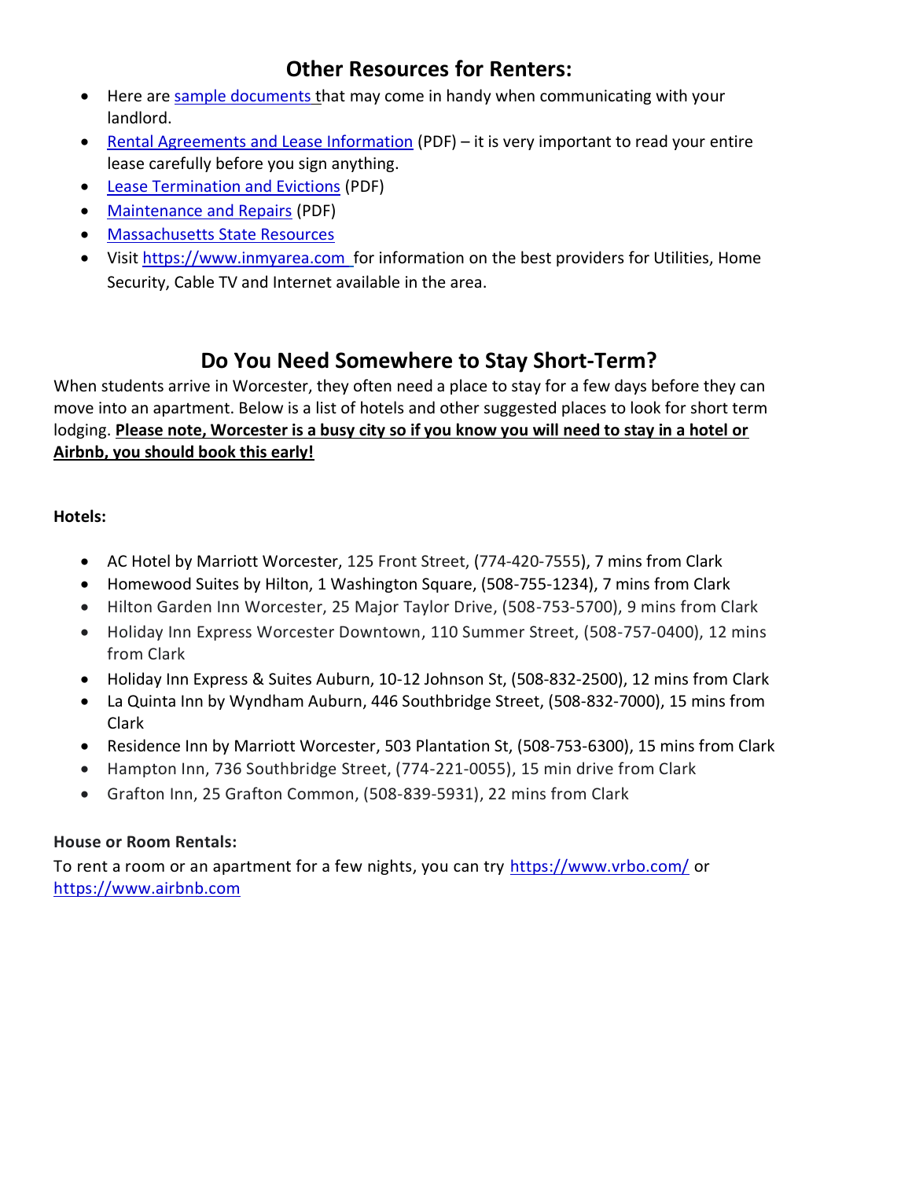## Other Resources for Renters:

- Here are sample documents that may come in handy when communicating with your landlord.
- Rental Agreements and Lease Information (PDF) – it is very important to read your entire lease carefully before you sign anything.
- Lease Termination and Evictions (PDF)
- Maintenance and Repairs (PDF)
- Massachusetts State Resources
- Visit https://www.inmyarea.com for information on the best providers for Utilities, Home Security, Cable TV and Internet available in the area.

## Do You Need Somewhere to Stay Short-Term?

When students arrive in Worcester, they often need a place to stay for a few days before they can move into an apartment. Below is a list of hotels and other suggested places to look for short term lodging. **Please note, Worcester is a busy city so if you know you will need to stay in a hotel or Airbnb, you should book this early!**

**Hotels:**

- AC Hotel by Marriott Worcester, 125 Front Street, (774-420-7555), 7 mins from Clark
- Homewood Suites by Hilton, 1 Washington Square, (508-755-1234), 7 mins from Clark
- Hilton Garden Inn Worcester, 25 Major Taylor Drive, (508-753-5700), 9 mins from Clark
- Holiday Inn Express Worcester Downtown, 110 Summer Street, (508-757-0400), 12 mins from Clark
- Holiday Inn Express & Suites Auburn, 10-12 Johnson St, (508-832-2500), 12 mins from Clark
- La Quinta Inn by Wyndham Auburn, 446 Southbridge Street, (508-832-7000), 15 mins from Clark
- Residence Inn by Marriott Worcester, 503 Plantation St, (508-753-6300), 15 mins from Clark
- Hampton Inn, 736 Southbridge Street, (774-221-0055), 15 min drive from Clark
- Grafton Inn, 25 Grafton Common, (508-839-5931), 22 mins from Clark

**House or Room Rentals:**

To rent a room or an apartment for a few nights, you can try https://www.vrbo.com/ or https://www.airbnb.com